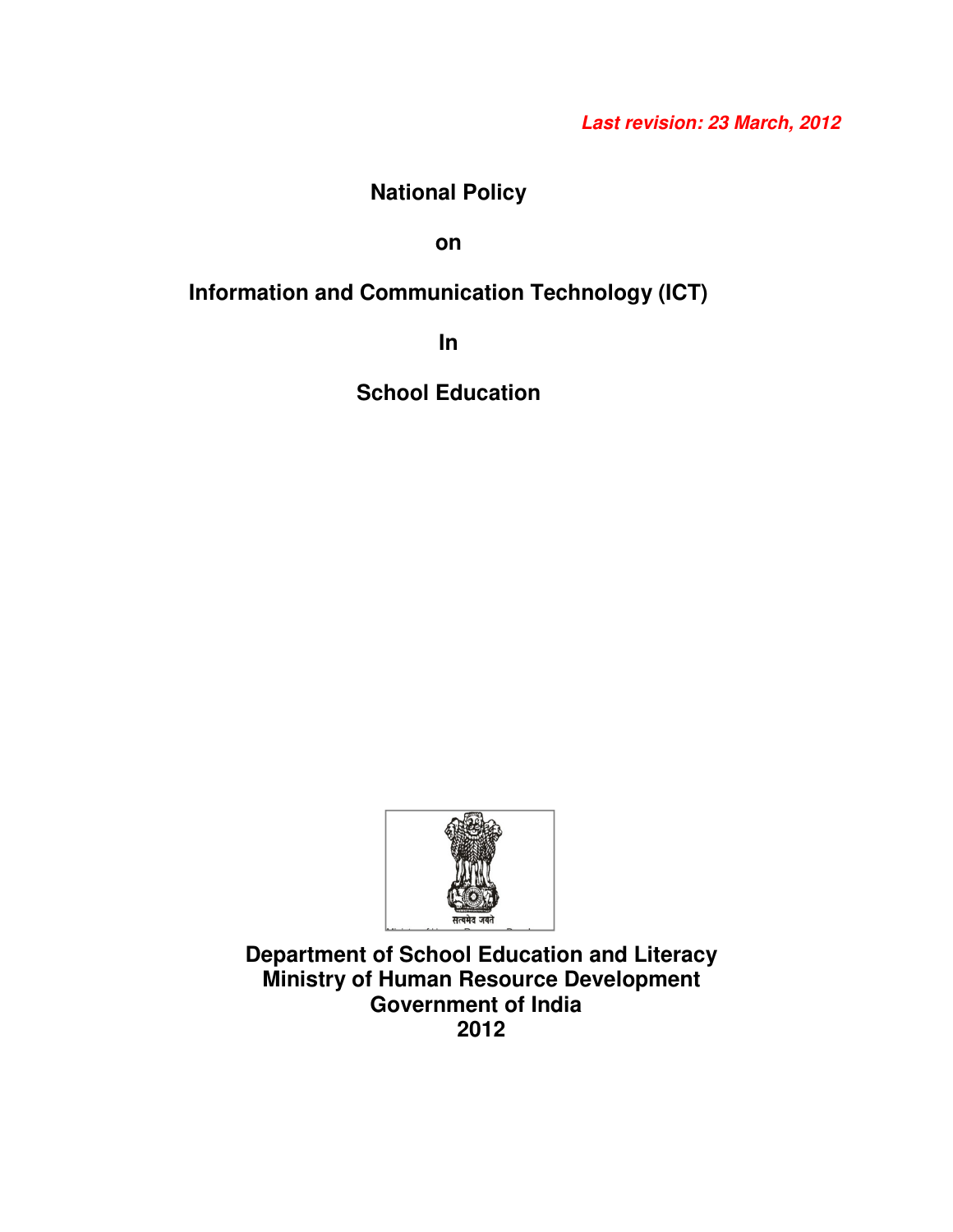***Last revision: 23 March, 2012***

# National Policy

# on

# Information and Communication Technology (ICT)

# In

# School Education

सत्यमेव जयते

**Department of School Education and Literacy**
**Ministry of Human Resource Development**
**Government of India**
**2012**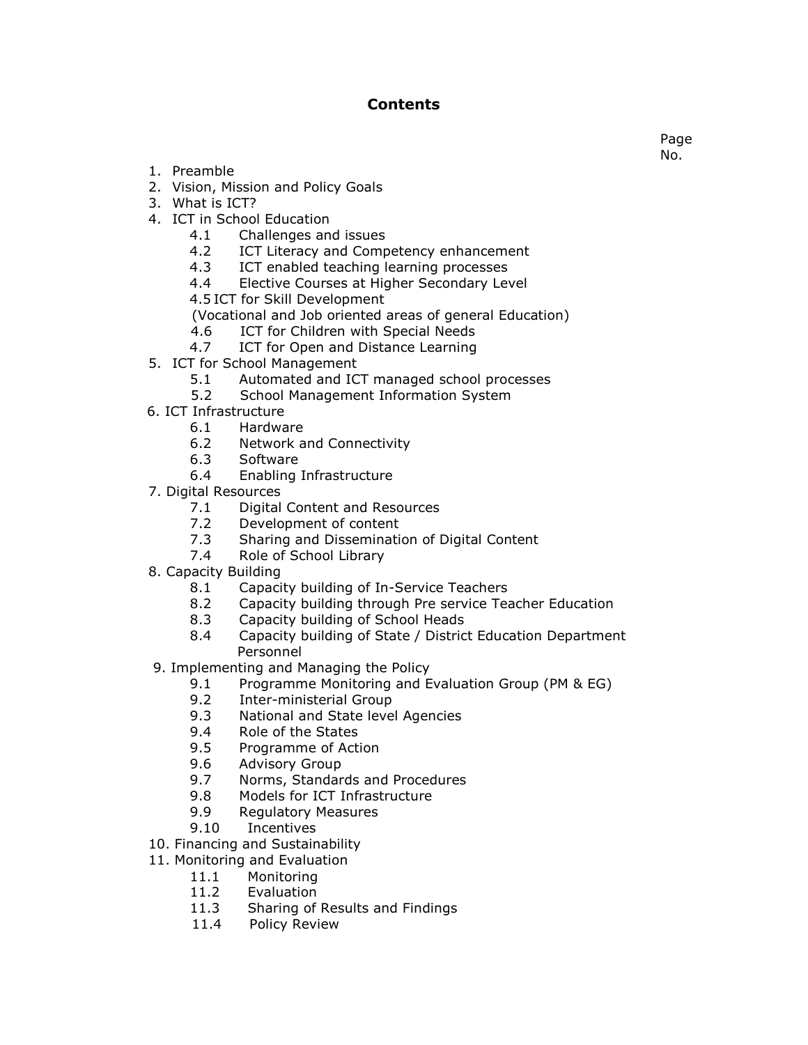# Contents

Page No.

1. Preamble
2. Vision, Mission and Policy Goals
3. What is ICT?
4. ICT in School Education
    - 4.1 Challenges and issues
    - 4.2 ICT Literacy and Competency enhancement
    - 4.3 ICT enabled teaching learning processes
    - 4.4 Elective Courses at Higher Secondary Level
    - 4.5 ICT for Skill Development (Vocational and Job oriented areas of general Education)
    - 4.6 ICT for Children with Special Needs
    - 4.7 ICT for Open and Distance Learning
5. ICT for School Management
    - 5.1 Automated and ICT managed school processes
    - 5.2 School Management Information System
6. ICT Infrastructure
    - 6.1 Hardware
    - 6.2 Network and Connectivity
    - 6.3 Software
    - 6.4 Enabling Infrastructure
7. Digital Resources
    - 7.1 Digital Content and Resources
    - 7.2 Development of content
    - 7.3 Sharing and Dissemination of Digital Content
    - 7.4 Role of School Library
8. Capacity Building
    - 8.1 Capacity building of In-Service Teachers
    - 8.2 Capacity building through Pre service Teacher Education
    - 8.3 Capacity building of School Heads
    - 8.4 Capacity building of State / District Education Department Personnel
9. Implementing and Managing the Policy
    - 9.1 Programme Monitoring and Evaluation Group (PM & EG)
    - 9.2 Inter-ministerial Group
    - 9.3 National and State level Agencies
    - 9.4 Role of the States
    - 9.5 Programme of Action
    - 9.6 Advisory Group
    - 9.7 Norms, Standards and Procedures
    - 9.8 Models for ICT Infrastructure
    - 9.9 Regulatory Measures
    - 9.10 Incentives
10. Financing and Sustainability
11. Monitoring and Evaluation
    - 11.1 Monitoring
    - 11.2 Evaluation
    - 11.3 Sharing of Results and Findings
    - 11.4 Policy Review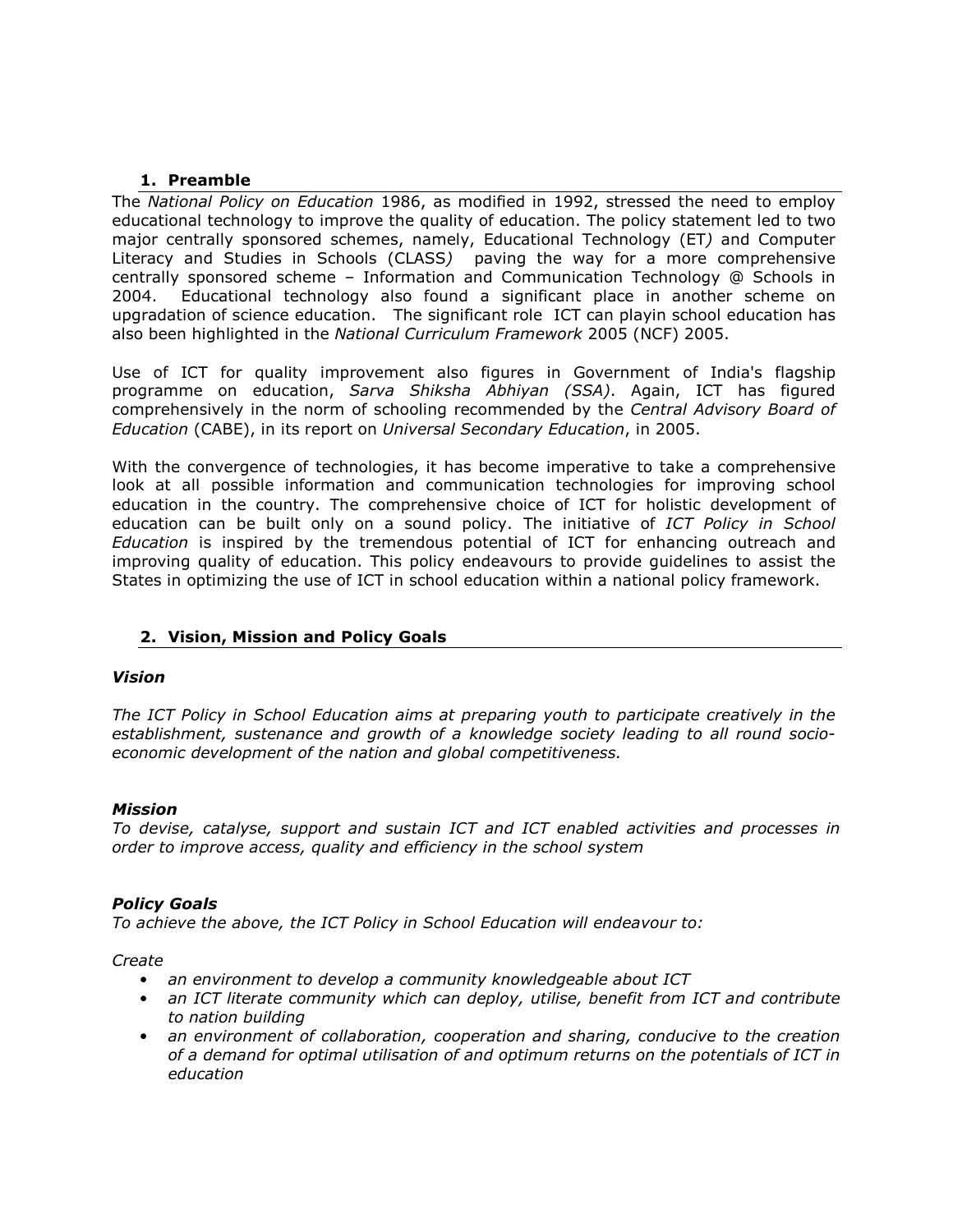## 1. Preamble

The *National Policy on Education* 1986, as modified in 1992, stressed the need to employ educational technology to improve the quality of education. The policy statement led to two major centrally sponsored schemes, namely, Educational Technology (ET*)* and Computer Literacy and Studies in Schools (CLASS*)* paving the way for a more comprehensive centrally sponsored scheme – Information and Communication Technology @ Schools in 2004. Educational technology also found a significant place in another scheme on upgradation of science education. The significant role ICT can playin school education has also been highlighted in the *National Curriculum Framework* 2005 (NCF) 2005.

Use of ICT for quality improvement also figures in Government of India's flagship programme on education, *Sarva Shiksha Abhiyan (SSA)*. Again, ICT has figured comprehensively in the norm of schooling recommended by the *Central Advisory Board of Education* (CABE), in its report on *Universal Secondary Education*, in 2005.

With the convergence of technologies, it has become imperative to take a comprehensive look at all possible information and communication technologies for improving school education in the country. The comprehensive choice of ICT for holistic development of education can be built only on a sound policy. The initiative of *ICT Policy in School Education* is inspired by the tremendous potential of ICT for enhancing outreach and improving quality of education. This policy endeavours to provide guidelines to assist the States in optimizing the use of ICT in school education within a national policy framework.

## 2. Vision, Mission and Policy Goals

### *Vision*

*The ICT Policy in School Education aims at preparing youth to participate creatively in the establishment, sustenance and growth of a knowledge society leading to all round socio-economic development of the nation and global competitiveness.*

### *Mission*

*To devise, catalyse, support and sustain ICT and ICT enabled activities and processes in order to improve access, quality and efficiency in the school system*

### *Policy Goals*

*To achieve the above, the ICT Policy in School Education will endeavour to:*

*Create*

- *an environment to develop a community knowledgeable about ICT*
- *an ICT literate community which can deploy, utilise, benefit from ICT and contribute to nation building*
- *an environment of collaboration, cooperation and sharing, conducive to the creation of a demand for optimal utilisation of and optimum returns on the potentials of ICT in education*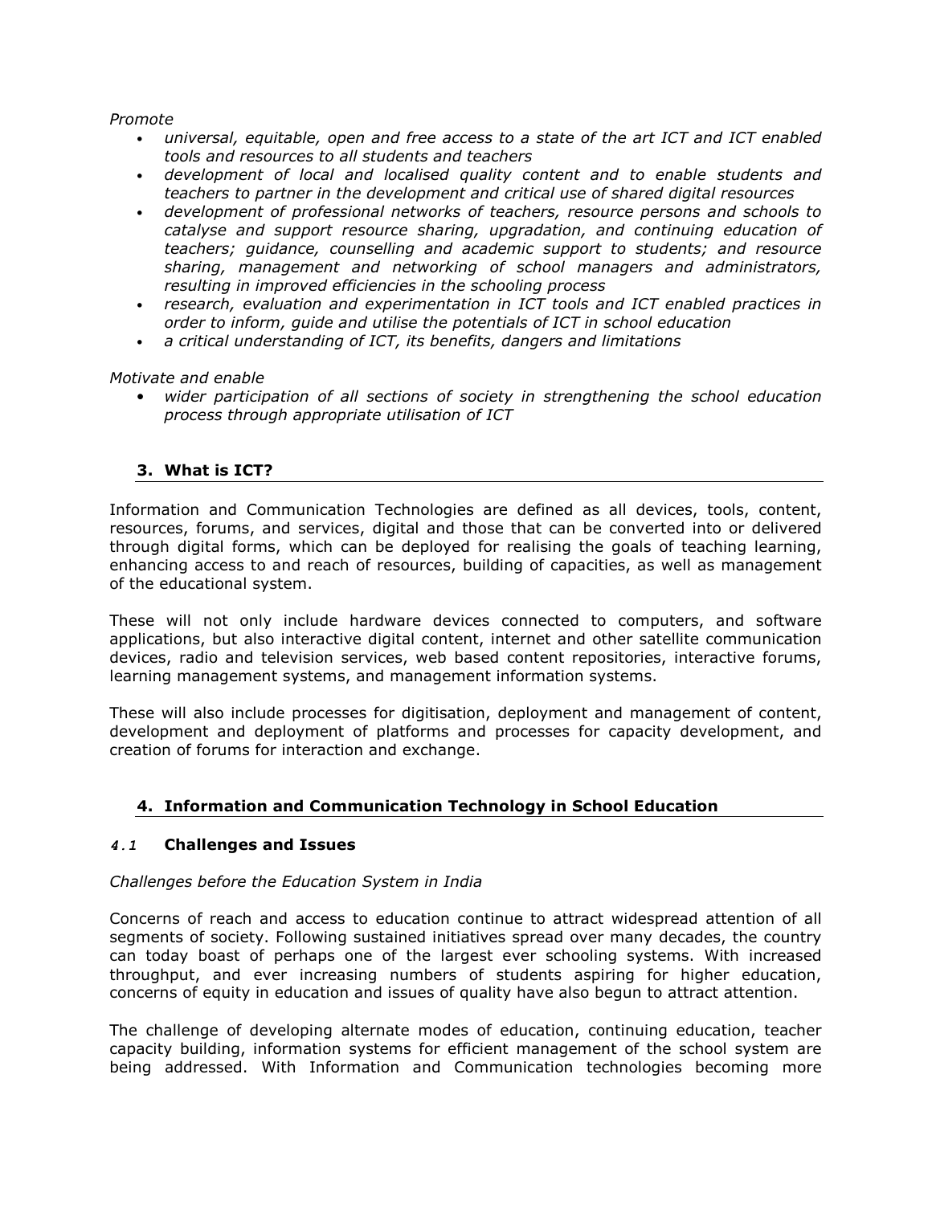*Promote*

- *universal, equitable, open and free access to a state of the art ICT and ICT enabled tools and resources to all students and teachers*
- *development of local and localised quality content and to enable students and teachers to partner in the development and critical use of shared digital resources*
- *development of professional networks of teachers, resource persons and schools to catalyse and support resource sharing, upgradation, and continuing education of teachers; guidance, counselling and academic support to students; and resource sharing, management and networking of school managers and administrators, resulting in improved efficiencies in the schooling process*
- *research, evaluation and experimentation in ICT tools and ICT enabled practices in order to inform, guide and utilise the potentials of ICT in school education*
- *a critical understanding of ICT, its benefits, dangers and limitations*

*Motivate and enable*

- *wider participation of all sections of society in strengthening the school education process through appropriate utilisation of ICT*

## 3. What is ICT?

Information and Communication Technologies are defined as all devices, tools, content, resources, forums, and services, digital and those that can be converted into or delivered through digital forms, which can be deployed for realising the goals of teaching learning, enhancing access to and reach of resources, building of capacities, as well as management of the educational system.

These will not only include hardware devices connected to computers, and software applications, but also interactive digital content, internet and other satellite communication devices, radio and television services, web based content repositories, interactive forums, learning management systems, and management information systems.

These will also include processes for digitisation, deployment and management of content, development and deployment of platforms and processes for capacity development, and creation of forums for interaction and exchange.

## 4. Information and Communication Technology in School Education

### *4.1* Challenges and Issues

*Challenges before the Education System in India*

Concerns of reach and access to education continue to attract widespread attention of all segments of society. Following sustained initiatives spread over many decades, the country can today boast of perhaps one of the largest ever schooling systems. With increased throughput, and ever increasing numbers of students aspiring for higher education, concerns of equity in education and issues of quality have also begun to attract attention.

The challenge of developing alternate modes of education, continuing education, teacher capacity building, information systems for efficient management of the school system are being addressed. With Information and Communication technologies becoming more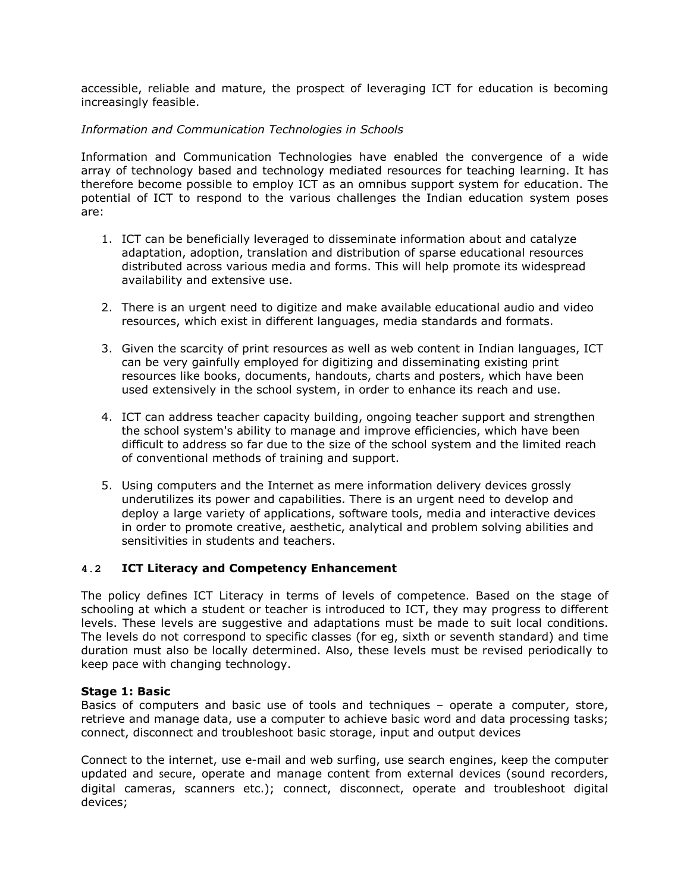accessible, reliable and mature, the prospect of leveraging ICT for education is becoming increasingly feasible.

*Information and Communication Technologies in Schools*

Information and Communication Technologies have enabled the convergence of a wide array of technology based and technology mediated resources for teaching learning. It has therefore become possible to employ ICT as an omnibus support system for education. The potential of ICT to respond to the various challenges the Indian education system poses are:

1. ICT can be beneficially leveraged to disseminate information about and catalyze adaptation, adoption, translation and distribution of sparse educational resources distributed across various media and forms. This will help promote its widespread availability and extensive use.

2. There is an urgent need to digitize and make available educational audio and video resources, which exist in different languages, media standards and formats.

3. Given the scarcity of print resources as well as web content in Indian languages, ICT can be very gainfully employed for digitizing and disseminating existing print resources like books, documents, handouts, charts and posters, which have been used extensively in the school system, in order to enhance its reach and use.

4. ICT can address teacher capacity building, ongoing teacher support and strengthen the school system's ability to manage and improve efficiencies, which have been difficult to address so far due to the size of the school system and the limited reach of conventional methods of training and support.

5. Using computers and the Internet as mere information delivery devices grossly underutilizes its power and capabilities. There is an urgent need to develop and deploy a large variety of applications, software tools, media and interactive devices in order to promote creative, aesthetic, analytical and problem solving abilities and sensitivities in students and teachers.

### 4.2 ICT Literacy and Competency Enhancement

The policy defines ICT Literacy in terms of levels of competence. Based on the stage of schooling at which a student or teacher is introduced to ICT, they may progress to different levels. These levels are suggestive and adaptations must be made to suit local conditions. The levels do not correspond to specific classes (for eg, sixth or seventh standard) and time duration must also be locally determined. Also, these levels must be revised periodically to keep pace with changing technology.

**Stage 1: Basic**
Basics of computers and basic use of tools and techniques – operate a computer, store, retrieve and manage data, use a computer to achieve basic word and data processing tasks; connect, disconnect and troubleshoot basic storage, input and output devices

Connect to the internet, use e-mail and web surfing, use search engines, keep the computer updated and secure, operate and manage content from external devices (sound recorders, digital cameras, scanners etc.); connect, disconnect, operate and troubleshoot digital devices;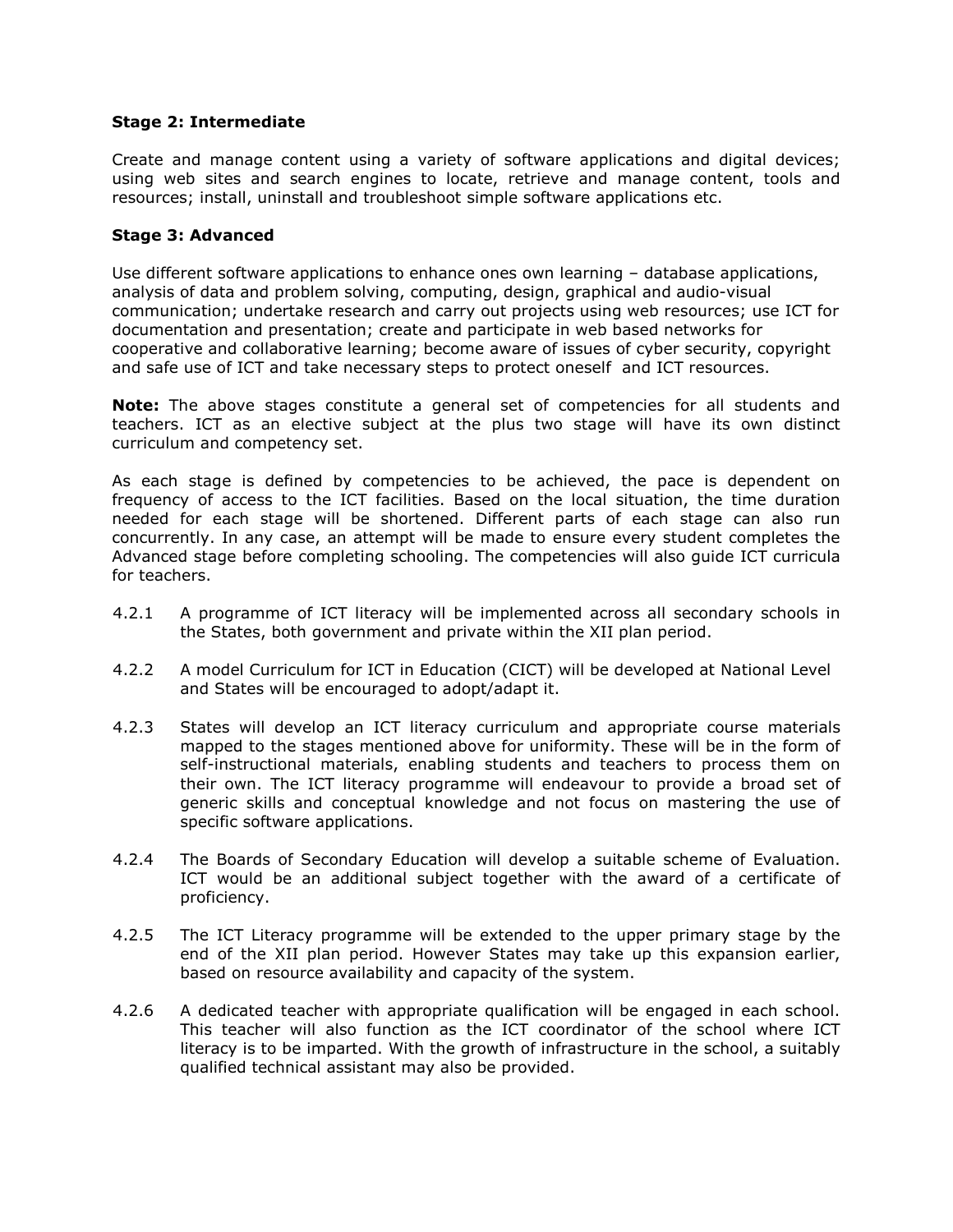**Stage 2: Intermediate**

Create and manage content using a variety of software applications and digital devices; using web sites and search engines to locate, retrieve and manage content, tools and resources; install, uninstall and troubleshoot simple software applications etc.

**Stage 3: Advanced**

Use different software applications to enhance ones own learning – database applications, analysis of data and problem solving, computing, design, graphical and audio-visual communication; undertake research and carry out projects using web resources; use ICT for documentation and presentation; create and participate in web based networks for cooperative and collaborative learning; become aware of issues of cyber security, copyright and safe use of ICT and take necessary steps to protect oneself and ICT resources.

**Note:** The above stages constitute a general set of competencies for all students and teachers. ICT as an elective subject at the plus two stage will have its own distinct curriculum and competency set.

As each stage is defined by competencies to be achieved, the pace is dependent on frequency of access to the ICT facilities. Based on the local situation, the time duration needed for each stage will be shortened. Different parts of each stage can also run concurrently. In any case, an attempt will be made to ensure every student completes the Advanced stage before completing schooling. The competencies will also guide ICT curricula for teachers.

4.2.1 A programme of ICT literacy will be implemented across all secondary schools in the States, both government and private within the XII plan period.

4.2.2 A model Curriculum for ICT in Education (CICT) will be developed at National Level and States will be encouraged to adopt/adapt it.

4.2.3 States will develop an ICT literacy curriculum and appropriate course materials mapped to the stages mentioned above for uniformity. These will be in the form of self-instructional materials, enabling students and teachers to process them on their own. The ICT literacy programme will endeavour to provide a broad set of generic skills and conceptual knowledge and not focus on mastering the use of specific software applications.

4.2.4 The Boards of Secondary Education will develop a suitable scheme of Evaluation. ICT would be an additional subject together with the award of a certificate of proficiency.

4.2.5 The ICT Literacy programme will be extended to the upper primary stage by the end of the XII plan period. However States may take up this expansion earlier, based on resource availability and capacity of the system.

4.2.6 A dedicated teacher with appropriate qualification will be engaged in each school. This teacher will also function as the ICT coordinator of the school where ICT literacy is to be imparted. With the growth of infrastructure in the school, a suitably qualified technical assistant may also be provided.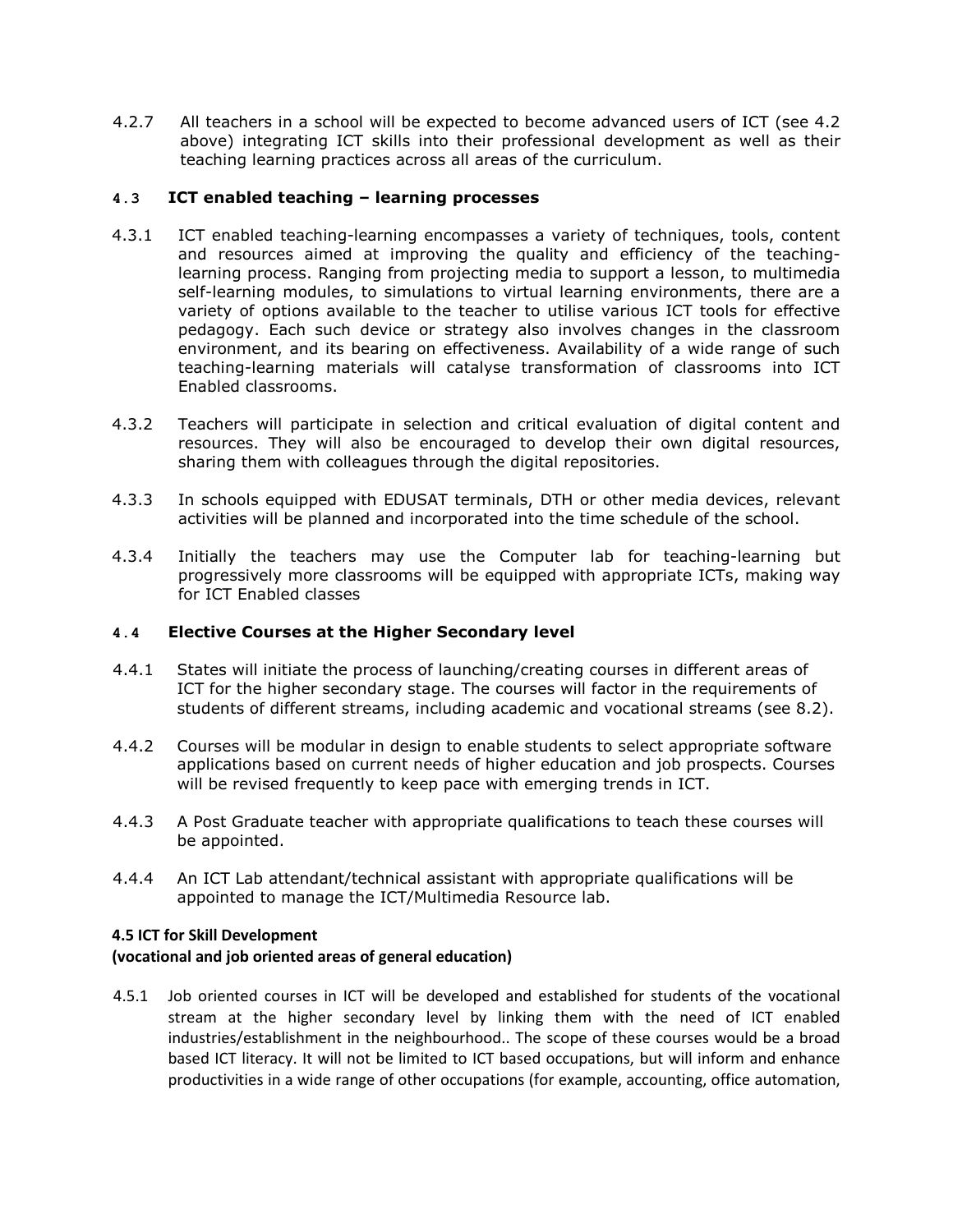4.2.7 All teachers in a school will be expected to become advanced users of ICT (see 4.2 above) integrating ICT skills into their professional development as well as their teaching learning practices across all areas of the curriculum.

### 4.3 ICT enabled teaching – learning processes

4.3.1 ICT enabled teaching-learning encompasses a variety of techniques, tools, content and resources aimed at improving the quality and efficiency of the teaching-learning process. Ranging from projecting media to support a lesson, to multimedia self-learning modules, to simulations to virtual learning environments, there are a variety of options available to the teacher to utilise various ICT tools for effective pedagogy. Each such device or strategy also involves changes in the classroom environment, and its bearing on effectiveness. Availability of a wide range of such teaching-learning materials will catalyse transformation of classrooms into ICT Enabled classrooms.

4.3.2 Teachers will participate in selection and critical evaluation of digital content and resources. They will also be encouraged to develop their own digital resources, sharing them with colleagues through the digital repositories.

4.3.3 In schools equipped with EDUSAT terminals, DTH or other media devices, relevant activities will be planned and incorporated into the time schedule of the school.

4.3.4 Initially the teachers may use the Computer lab for teaching-learning but progressively more classrooms will be equipped with appropriate ICTs, making way for ICT Enabled classes

### 4.4 Elective Courses at the Higher Secondary level

4.4.1 States will initiate the process of launching/creating courses in different areas of ICT for the higher secondary stage. The courses will factor in the requirements of students of different streams, including academic and vocational streams (see 8.2).

4.4.2 Courses will be modular in design to enable students to select appropriate software applications based on current needs of higher education and job prospects. Courses will be revised frequently to keep pace with emerging trends in ICT.

4.4.3 A Post Graduate teacher with appropriate qualifications to teach these courses will be appointed.

4.4.4 An ICT Lab attendant/technical assistant with appropriate qualifications will be appointed to manage the ICT/Multimedia Resource lab.

### 4.5 ICT for Skill Development
**(vocational and job oriented areas of general education)**

4.5.1 Job oriented courses in ICT will be developed and established for students of the vocational stream at the higher secondary level by linking them with the need of ICT enabled industries/establishment in the neighbourhood.. The scope of these courses would be a broad based ICT literacy. It will not be limited to ICT based occupations, but will inform and enhance productivities in a wide range of other occupations (for example, accounting, office automation,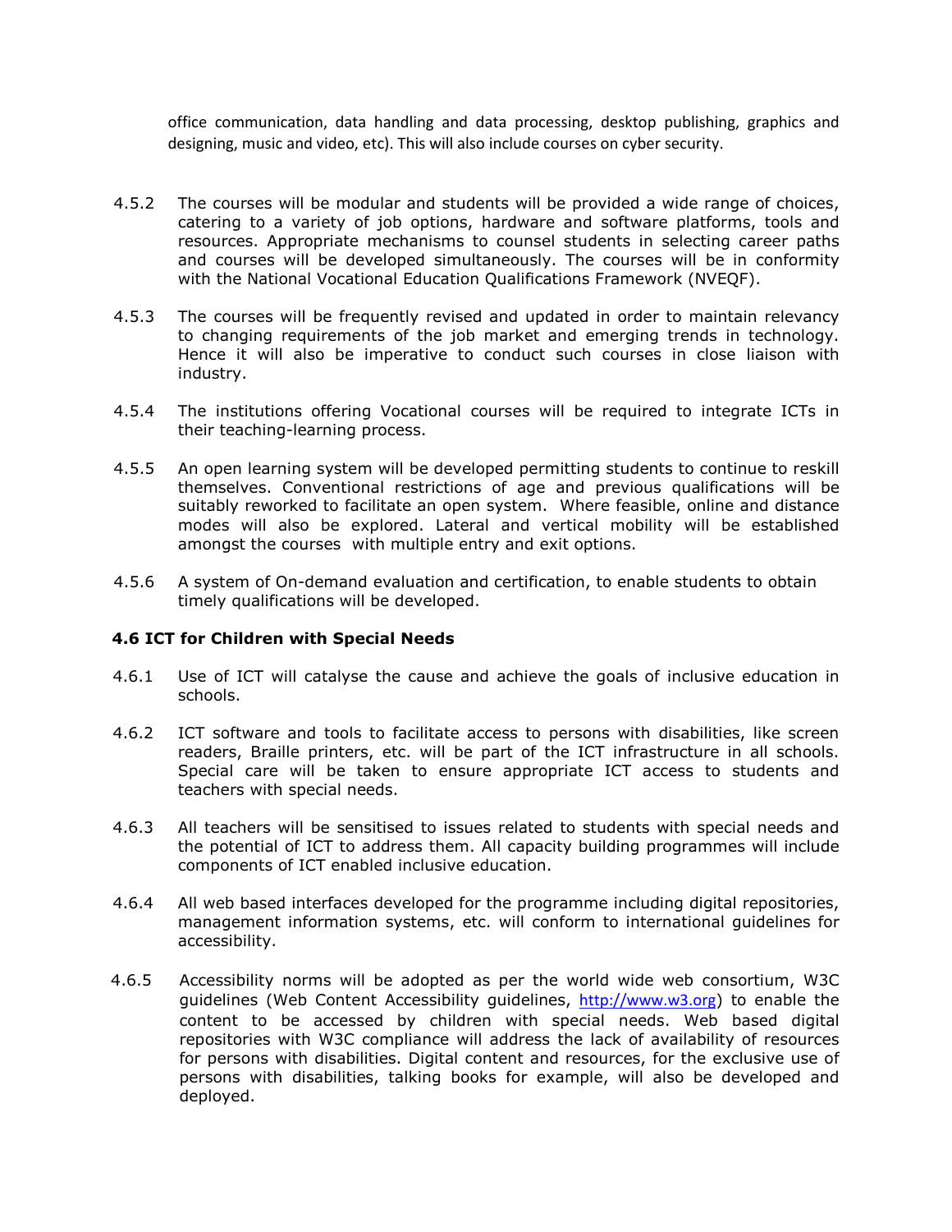office communication, data handling and data processing, desktop publishing, graphics and designing, music and video, etc). This will also include courses on cyber security.

4.5.2 The courses will be modular and students will be provided a wide range of choices, catering to a variety of job options, hardware and software platforms, tools and resources. Appropriate mechanisms to counsel students in selecting career paths and courses will be developed simultaneously. The courses will be in conformity with the National Vocational Education Qualifications Framework (NVEQF).

4.5.3 The courses will be frequently revised and updated in order to maintain relevancy to changing requirements of the job market and emerging trends in technology. Hence it will also be imperative to conduct such courses in close liaison with industry.

4.5.4 The institutions offering Vocational courses will be required to integrate ICTs in their teaching-learning process.

4.5.5 An open learning system will be developed permitting students to continue to reskill themselves. Conventional restrictions of age and previous qualifications will be suitably reworked to facilitate an open system. Where feasible, online and distance modes will also be explored. Lateral and vertical mobility will be established amongst the courses with multiple entry and exit options.

4.5.6 A system of On-demand evaluation and certification, to enable students to obtain timely qualifications will be developed.

### 4.6 ICT for Children with Special Needs

4.6.1 Use of ICT will catalyse the cause and achieve the goals of inclusive education in schools.

4.6.2 ICT software and tools to facilitate access to persons with disabilities, like screen readers, Braille printers, etc. will be part of the ICT infrastructure in all schools. Special care will be taken to ensure appropriate ICT access to students and teachers with special needs.

4.6.3 All teachers will be sensitised to issues related to students with special needs and the potential of ICT to address them. All capacity building programmes will include components of ICT enabled inclusive education.

4.6.4 All web based interfaces developed for the programme including digital repositories, management information systems, etc. will conform to international guidelines for accessibility.

4.6.5 Accessibility norms will be adopted as per the world wide web consortium, W3C guidelines (Web Content Accessibility guidelines, http://www.w3.org) to enable the content to be accessed by children with special needs. Web based digital repositories with W3C compliance will address the lack of availability of resources for persons with disabilities. Digital content and resources, for the exclusive use of persons with disabilities, talking books for example, will also be developed and deployed.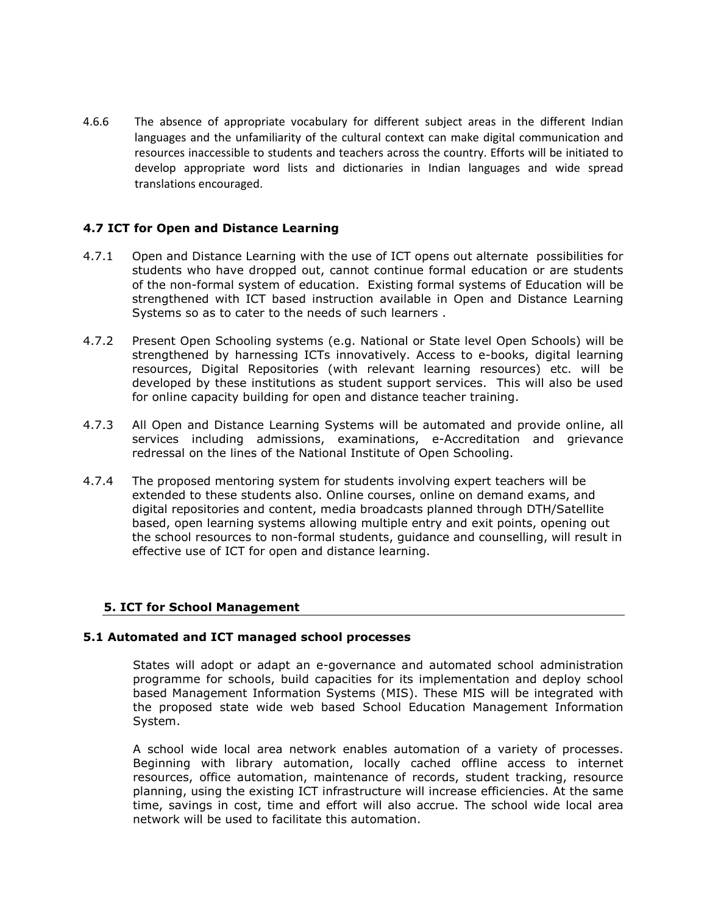4.6.6 The absence of appropriate vocabulary for different subject areas in the different Indian languages and the unfamiliarity of the cultural context can make digital communication and resources inaccessible to students and teachers across the country. Efforts will be initiated to develop appropriate word lists and dictionaries in Indian languages and wide spread translations encouraged.

### 4.7 ICT for Open and Distance Learning

4.7.1 Open and Distance Learning with the use of ICT opens out alternate possibilities for students who have dropped out, cannot continue formal education or are students of the non-formal system of education. Existing formal systems of Education will be strengthened with ICT based instruction available in Open and Distance Learning Systems so as to cater to the needs of such learners .

4.7.2 Present Open Schooling systems (e.g. National or State level Open Schools) will be strengthened by harnessing ICTs innovatively. Access to e-books, digital learning resources, Digital Repositories (with relevant learning resources) etc. will be developed by these institutions as student support services. This will also be used for online capacity building for open and distance teacher training.

4.7.3 All Open and Distance Learning Systems will be automated and provide online, all services including admissions, examinations, e-Accreditation and grievance redressal on the lines of the National Institute of Open Schooling.

4.7.4 The proposed mentoring system for students involving expert teachers will be extended to these students also. Online courses, online on demand exams, and digital repositories and content, media broadcasts planned through DTH/Satellite based, open learning systems allowing multiple entry and exit points, opening out the school resources to non-formal students, guidance and counselling, will result in effective use of ICT for open and distance learning.

## 5. ICT for School Management

### 5.1 Automated and ICT managed school processes

States will adopt or adapt an e-governance and automated school administration programme for schools, build capacities for its implementation and deploy school based Management Information Systems (MIS). These MIS will be integrated with the proposed state wide web based School Education Management Information System.

A school wide local area network enables automation of a variety of processes. Beginning with library automation, locally cached offline access to internet resources, office automation, maintenance of records, student tracking, resource planning, using the existing ICT infrastructure will increase efficiencies. At the same time, savings in cost, time and effort will also accrue. The school wide local area network will be used to facilitate this automation.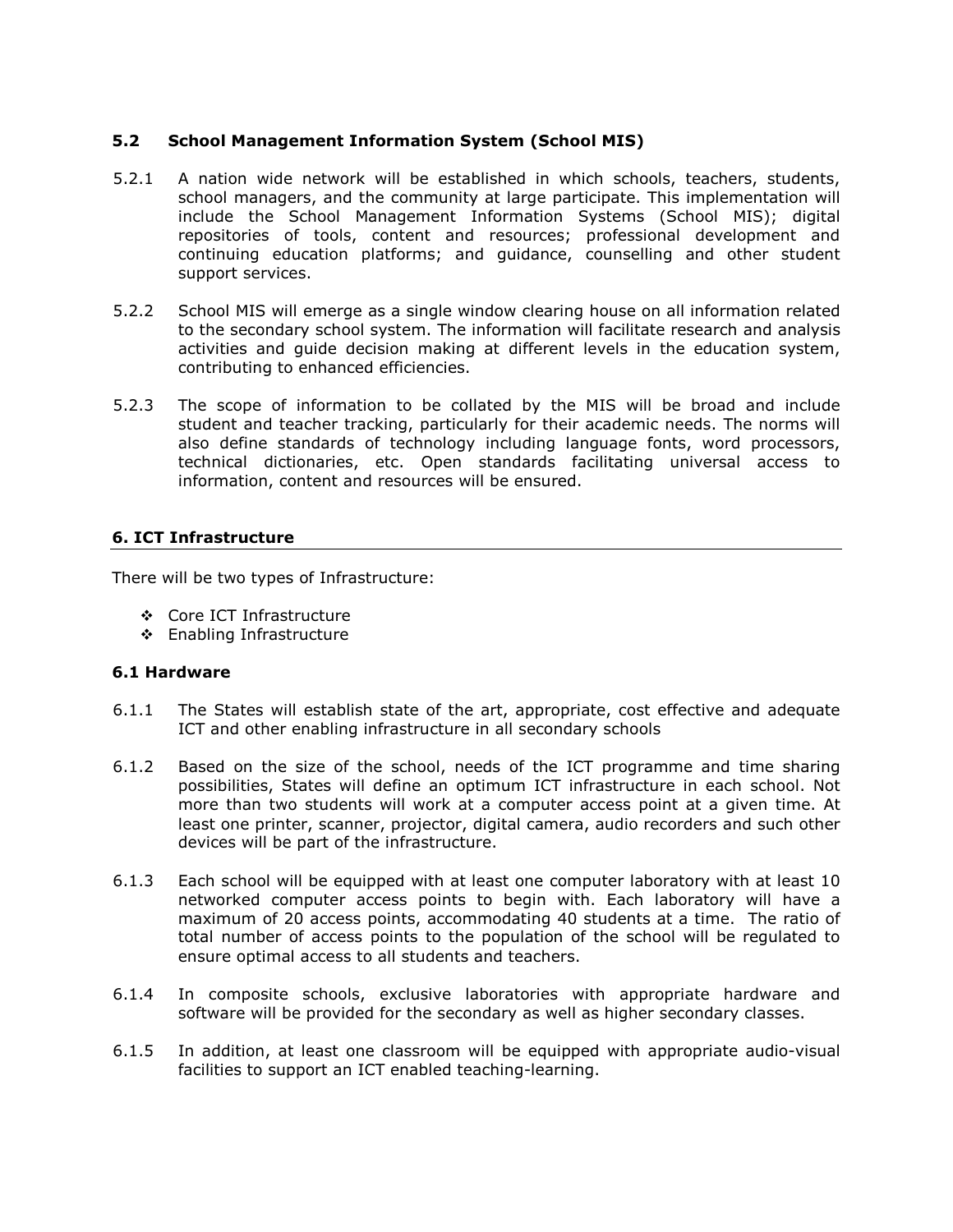### 5.2 School Management Information System (School MIS)

5.2.1 A nation wide network will be established in which schools, teachers, students, school managers, and the community at large participate. This implementation will include the School Management Information Systems (School MIS); digital repositories of tools, content and resources; professional development and continuing education platforms; and guidance, counselling and other student support services.

5.2.2 School MIS will emerge as a single window clearing house on all information related to the secondary school system. The information will facilitate research and analysis activities and guide decision making at different levels in the education system, contributing to enhanced efficiencies.

5.2.3 The scope of information to be collated by the MIS will be broad and include student and teacher tracking, particularly for their academic needs. The norms will also define standards of technology including language fonts, word processors, technical dictionaries, etc. Open standards facilitating universal access to information, content and resources will be ensured.

## 6. ICT Infrastructure

There will be two types of Infrastructure:

- Core ICT Infrastructure
- Enabling Infrastructure

### 6.1 Hardware

6.1.1 The States will establish state of the art, appropriate, cost effective and adequate ICT and other enabling infrastructure in all secondary schools

6.1.2 Based on the size of the school, needs of the ICT programme and time sharing possibilities, States will define an optimum ICT infrastructure in each school. Not more than two students will work at a computer access point at a given time. At least one printer, scanner, projector, digital camera, audio recorders and such other devices will be part of the infrastructure.

6.1.3 Each school will be equipped with at least one computer laboratory with at least 10 networked computer access points to begin with. Each laboratory will have a maximum of 20 access points, accommodating 40 students at a time. The ratio of total number of access points to the population of the school will be regulated to ensure optimal access to all students and teachers.

6.1.4 In composite schools, exclusive laboratories with appropriate hardware and software will be provided for the secondary as well as higher secondary classes.

6.1.5 In addition, at least one classroom will be equipped with appropriate audio-visual facilities to support an ICT enabled teaching-learning.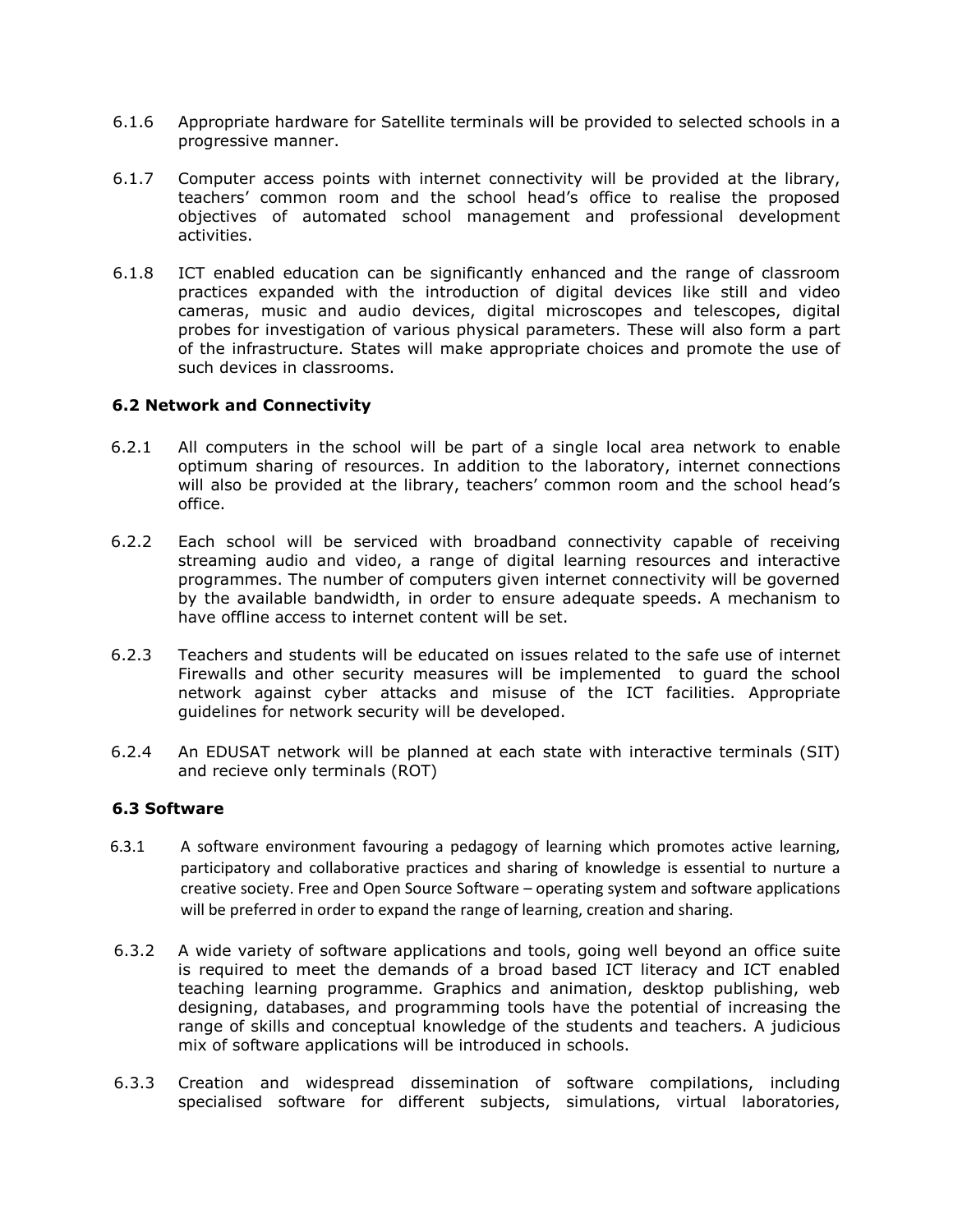6.1.6 Appropriate hardware for Satellite terminals will be provided to selected schools in a progressive manner.

6.1.7 Computer access points with internet connectivity will be provided at the library, teachers' common room and the school head's office to realise the proposed objectives of automated school management and professional development activities.

6.1.8 ICT enabled education can be significantly enhanced and the range of classroom practices expanded with the introduction of digital devices like still and video cameras, music and audio devices, digital microscopes and telescopes, digital probes for investigation of various physical parameters. These will also form a part of the infrastructure. States will make appropriate choices and promote the use of such devices in classrooms.

### 6.2 Network and Connectivity

6.2.1 All computers in the school will be part of a single local area network to enable optimum sharing of resources. In addition to the laboratory, internet connections will also be provided at the library, teachers' common room and the school head's office.

6.2.2 Each school will be serviced with broadband connectivity capable of receiving streaming audio and video, a range of digital learning resources and interactive programmes. The number of computers given internet connectivity will be governed by the available bandwidth, in order to ensure adequate speeds. A mechanism to have offline access to internet content will be set.

6.2.3 Teachers and students will be educated on issues related to the safe use of internet Firewalls and other security measures will be implemented to guard the school network against cyber attacks and misuse of the ICT facilities. Appropriate guidelines for network security will be developed.

6.2.4 An EDUSAT network will be planned at each state with interactive terminals (SIT) and recieve only terminals (ROT)

### 6.3 Software

6.3.1 A software environment favouring a pedagogy of learning which promotes active learning, participatory and collaborative practices and sharing of knowledge is essential to nurture a creative society. Free and Open Source Software – operating system and software applications will be preferred in order to expand the range of learning, creation and sharing.

6.3.2 A wide variety of software applications and tools, going well beyond an office suite is required to meet the demands of a broad based ICT literacy and ICT enabled teaching learning programme. Graphics and animation, desktop publishing, web designing, databases, and programming tools have the potential of increasing the range of skills and conceptual knowledge of the students and teachers. A judicious mix of software applications will be introduced in schools.

6.3.3 Creation and widespread dissemination of software compilations, including specialised software for different subjects, simulations, virtual laboratories,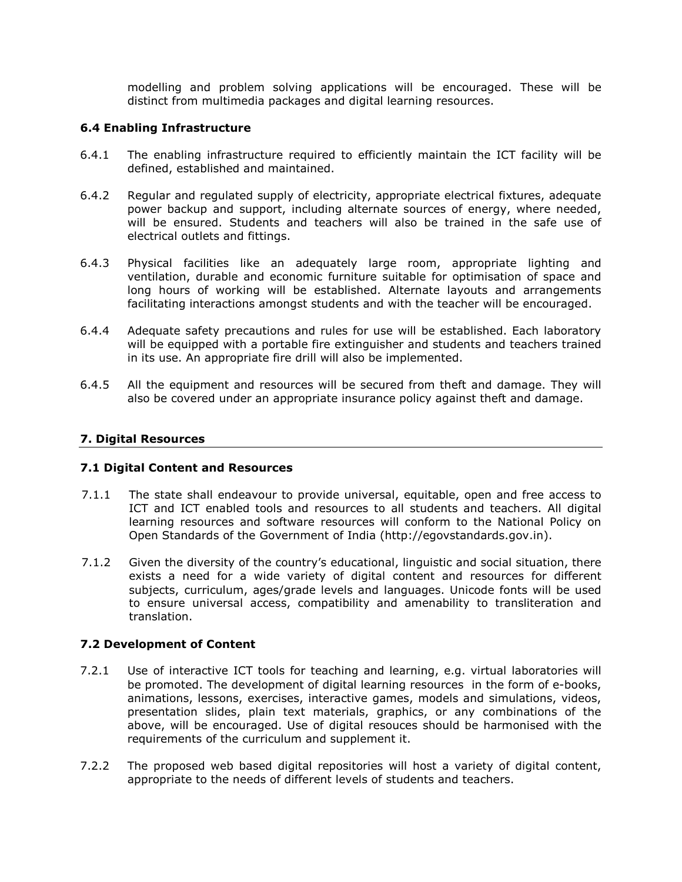modelling and problem solving applications will be encouraged. These will be distinct from multimedia packages and digital learning resources.

### 6.4 Enabling Infrastructure

6.4.1 The enabling infrastructure required to efficiently maintain the ICT facility will be defined, established and maintained.

6.4.2 Regular and regulated supply of electricity, appropriate electrical fixtures, adequate power backup and support, including alternate sources of energy, where needed, will be ensured. Students and teachers will also be trained in the safe use of electrical outlets and fittings.

6.4.3 Physical facilities like an adequately large room, appropriate lighting and ventilation, durable and economic furniture suitable for optimisation of space and long hours of working will be established. Alternate layouts and arrangements facilitating interactions amongst students and with the teacher will be encouraged.

6.4.4 Adequate safety precautions and rules for use will be established. Each laboratory will be equipped with a portable fire extinguisher and students and teachers trained in its use. An appropriate fire drill will also be implemented.

6.4.5 All the equipment and resources will be secured from theft and damage. They will also be covered under an appropriate insurance policy against theft and damage.

## 7. Digital Resources

### 7.1 Digital Content and Resources

7.1.1 The state shall endeavour to provide universal, equitable, open and free access to ICT and ICT enabled tools and resources to all students and teachers. All digital learning resources and software resources will conform to the National Policy on Open Standards of the Government of India (http://egovstandards.gov.in).

7.1.2 Given the diversity of the country's educational, linguistic and social situation, there exists a need for a wide variety of digital content and resources for different subjects, curriculum, ages/grade levels and languages. Unicode fonts will be used to ensure universal access, compatibility and amenability to transliteration and translation.

### 7.2 Development of Content

7.2.1 Use of interactive ICT tools for teaching and learning, e.g. virtual laboratories will be promoted. The development of digital learning resources in the form of e-books, animations, lessons, exercises, interactive games, models and simulations, videos, presentation slides, plain text materials, graphics, or any combinations of the above, will be encouraged. Use of digital resouces should be harmonised with the requirements of the curriculum and supplement it.

7.2.2 The proposed web based digital repositories will host a variety of digital content, appropriate to the needs of different levels of students and teachers.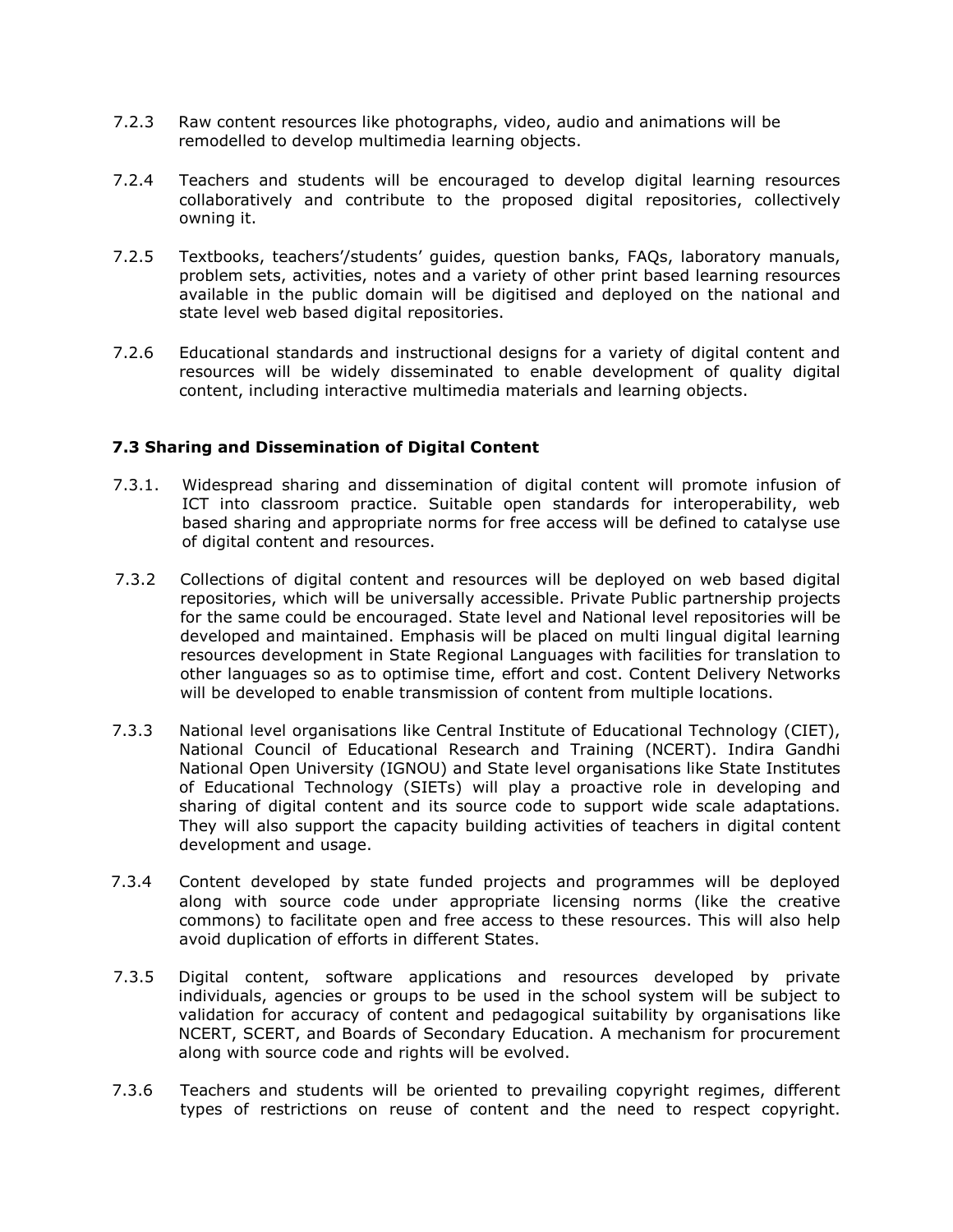7.2.3 Raw content resources like photographs, video, audio and animations will be remodelled to develop multimedia learning objects.

7.2.4 Teachers and students will be encouraged to develop digital learning resources collaboratively and contribute to the proposed digital repositories, collectively owning it.

7.2.5 Textbooks, teachers'/students' guides, question banks, FAQs, laboratory manuals, problem sets, activities, notes and a variety of other print based learning resources available in the public domain will be digitised and deployed on the national and state level web based digital repositories.

7.2.6 Educational standards and instructional designs for a variety of digital content and resources will be widely disseminated to enable development of quality digital content, including interactive multimedia materials and learning objects.

### 7.3 Sharing and Dissemination of Digital Content

7.3.1. Widespread sharing and dissemination of digital content will promote infusion of ICT into classroom practice. Suitable open standards for interoperability, web based sharing and appropriate norms for free access will be defined to catalyse use of digital content and resources.

7.3.2 Collections of digital content and resources will be deployed on web based digital repositories, which will be universally accessible. Private Public partnership projects for the same could be encouraged. State level and National level repositories will be developed and maintained. Emphasis will be placed on multi lingual digital learning resources development in State Regional Languages with facilities for translation to other languages so as to optimise time, effort and cost. Content Delivery Networks will be developed to enable transmission of content from multiple locations.

7.3.3 National level organisations like Central Institute of Educational Technology (CIET), National Council of Educational Research and Training (NCERT). Indira Gandhi National Open University (IGNOU) and State level organisations like State Institutes of Educational Technology (SIETs) will play a proactive role in developing and sharing of digital content and its source code to support wide scale adaptations. They will also support the capacity building activities of teachers in digital content development and usage.

7.3.4 Content developed by state funded projects and programmes will be deployed along with source code under appropriate licensing norms (like the creative commons) to facilitate open and free access to these resources. This will also help avoid duplication of efforts in different States.

7.3.5 Digital content, software applications and resources developed by private individuals, agencies or groups to be used in the school system will be subject to validation for accuracy of content and pedagogical suitability by organisations like NCERT, SCERT, and Boards of Secondary Education. A mechanism for procurement along with source code and rights will be evolved.

7.3.6 Teachers and students will be oriented to prevailing copyright regimes, different types of restrictions on reuse of content and the need to respect copyright.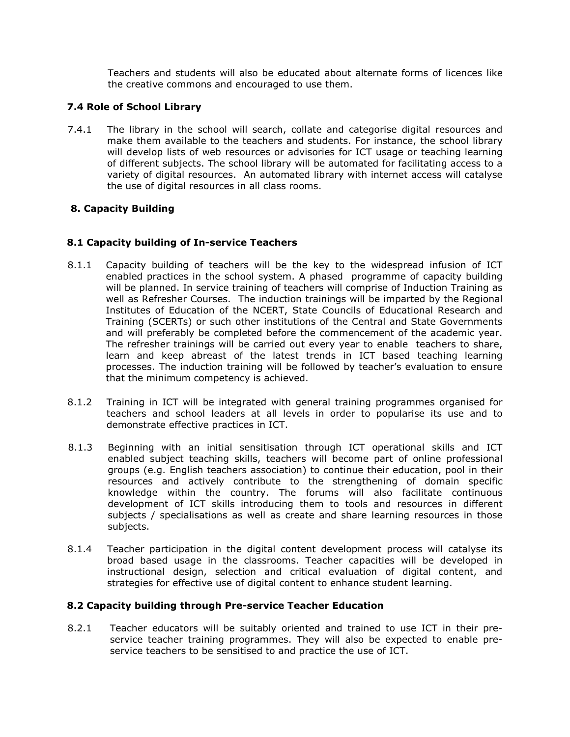Teachers and students will also be educated about alternate forms of licences like the creative commons and encouraged to use them.

### 7.4 Role of School Library

7.4.1 The library in the school will search, collate and categorise digital resources and make them available to the teachers and students. For instance, the school library will develop lists of web resources or advisories for ICT usage or teaching learning of different subjects. The school library will be automated for facilitating access to a variety of digital resources. An automated library with internet access will catalyse the use of digital resources in all class rooms.

## 8. Capacity Building

### 8.1 Capacity building of In-service Teachers

8.1.1 Capacity building of teachers will be the key to the widespread infusion of ICT enabled practices in the school system. A phased programme of capacity building will be planned. In service training of teachers will comprise of Induction Training as well as Refresher Courses. The induction trainings will be imparted by the Regional Institutes of Education of the NCERT, State Councils of Educational Research and Training (SCERTs) or such other institutions of the Central and State Governments and will preferably be completed before the commencement of the academic year. The refresher trainings will be carried out every year to enable teachers to share, learn and keep abreast of the latest trends in ICT based teaching learning processes. The induction training will be followed by teacher's evaluation to ensure that the minimum competency is achieved.

8.1.2 Training in ICT will be integrated with general training programmes organised for teachers and school leaders at all levels in order to popularise its use and to demonstrate effective practices in ICT.

8.1.3 Beginning with an initial sensitisation through ICT operational skills and ICT enabled subject teaching skills, teachers will become part of online professional groups (e.g. English teachers association) to continue their education, pool in their resources and actively contribute to the strengthening of domain specific knowledge within the country. The forums will also facilitate continuous development of ICT skills introducing them to tools and resources in different subjects / specialisations as well as create and share learning resources in those subjects.

8.1.4 Teacher participation in the digital content development process will catalyse its broad based usage in the classrooms. Teacher capacities will be developed in instructional design, selection and critical evaluation of digital content, and strategies for effective use of digital content to enhance student learning.

### 8.2 Capacity building through Pre-service Teacher Education

8.2.1 Teacher educators will be suitably oriented and trained to use ICT in their pre-service teacher training programmes. They will also be expected to enable pre-service teachers to be sensitised to and practice the use of ICT.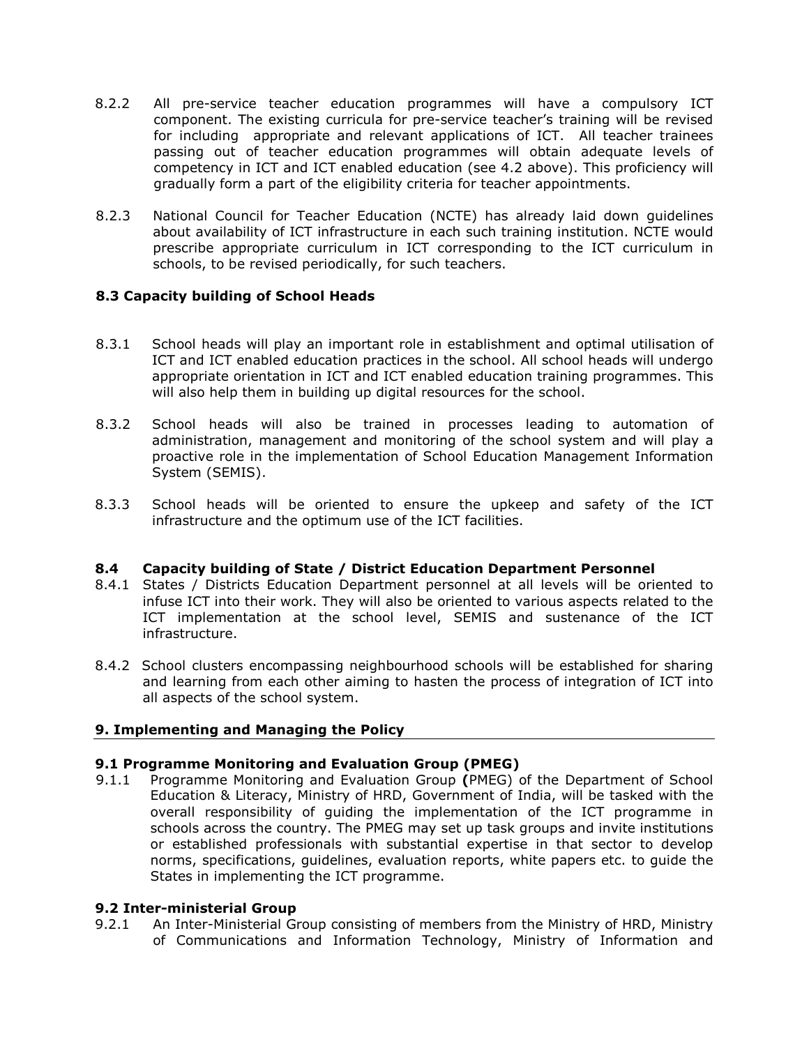8.2.2 All pre-service teacher education programmes will have a compulsory ICT component. The existing curricula for pre-service teacher's training will be revised for including appropriate and relevant applications of ICT. All teacher trainees passing out of teacher education programmes will obtain adequate levels of competency in ICT and ICT enabled education (see 4.2 above). This proficiency will gradually form a part of the eligibility criteria for teacher appointments.

8.2.3 National Council for Teacher Education (NCTE) has already laid down guidelines about availability of ICT infrastructure in each such training institution. NCTE would prescribe appropriate curriculum in ICT corresponding to the ICT curriculum in schools, to be revised periodically, for such teachers.

### 8.3 Capacity building of School Heads

8.3.1 School heads will play an important role in establishment and optimal utilisation of ICT and ICT enabled education practices in the school. All school heads will undergo appropriate orientation in ICT and ICT enabled education training programmes. This will also help them in building up digital resources for the school.

8.3.2 School heads will also be trained in processes leading to automation of administration, management and monitoring of the school system and will play a proactive role in the implementation of School Education Management Information System (SEMIS).

8.3.3 School heads will be oriented to ensure the upkeep and safety of the ICT infrastructure and the optimum use of the ICT facilities.

### 8.4 Capacity building of State / District Education Department Personnel

8.4.1 States / Districts Education Department personnel at all levels will be oriented to infuse ICT into their work. They will also be oriented to various aspects related to the ICT implementation at the school level, SEMIS and sustenance of the ICT infrastructure.

8.4.2 School clusters encompassing neighbourhood schools will be established for sharing and learning from each other aiming to hasten the process of integration of ICT into all aspects of the school system.

## 9. Implementing and Managing the Policy

### 9.1 Programme Monitoring and Evaluation Group (PMEG)

9.1.1 Programme Monitoring and Evaluation Group **(**PMEG) of the Department of School Education & Literacy, Ministry of HRD, Government of India, will be tasked with the overall responsibility of guiding the implementation of the ICT programme in schools across the country. The PMEG may set up task groups and invite institutions or established professionals with substantial expertise in that sector to develop norms, specifications, guidelines, evaluation reports, white papers etc. to guide the States in implementing the ICT programme.

### 9.2 Inter-ministerial Group

9.2.1 An Inter-Ministerial Group consisting of members from the Ministry of HRD, Ministry of Communications and Information Technology, Ministry of Information and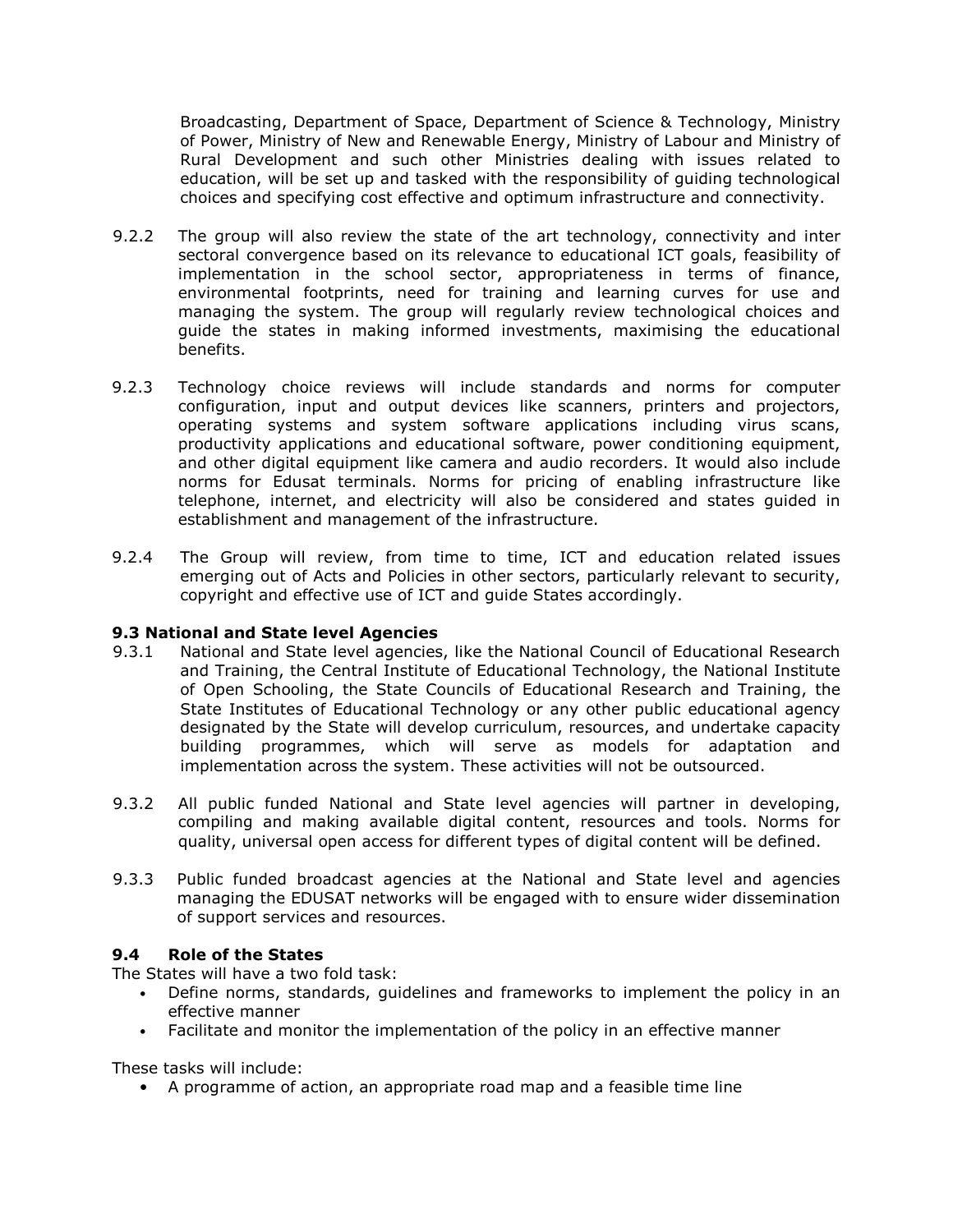Broadcasting, Department of Space, Department of Science & Technology, Ministry of Power, Ministry of New and Renewable Energy, Ministry of Labour and Ministry of Rural Development and such other Ministries dealing with issues related to education, will be set up and tasked with the responsibility of guiding technological choices and specifying cost effective and optimum infrastructure and connectivity.

9.2.2 The group will also review the state of the art technology, connectivity and inter sectoral convergence based on its relevance to educational ICT goals, feasibility of implementation in the school sector, appropriateness in terms of finance, environmental footprints, need for training and learning curves for use and managing the system. The group will regularly review technological choices and guide the states in making informed investments, maximising the educational benefits.

9.2.3 Technology choice reviews will include standards and norms for computer configuration, input and output devices like scanners, printers and projectors, operating systems and system software applications including virus scans, productivity applications and educational software, power conditioning equipment, and other digital equipment like camera and audio recorders. It would also include norms for Edusat terminals. Norms for pricing of enabling infrastructure like telephone, internet, and electricity will also be considered and states guided in establishment and management of the infrastructure.

9.2.4 The Group will review, from time to time, ICT and education related issues emerging out of Acts and Policies in other sectors, particularly relevant to security, copyright and effective use of ICT and guide States accordingly.

### 9.3 National and State level Agencies

9.3.1 National and State level agencies, like the National Council of Educational Research and Training, the Central Institute of Educational Technology, the National Institute of Open Schooling, the State Councils of Educational Research and Training, the State Institutes of Educational Technology or any other public educational agency designated by the State will develop curriculum, resources, and undertake capacity building programmes, which will serve as models for adaptation and implementation across the system. These activities will not be outsourced.

9.3.2 All public funded National and State level agencies will partner in developing, compiling and making available digital content, resources and tools. Norms for quality, universal open access for different types of digital content will be defined.

9.3.3 Public funded broadcast agencies at the National and State level and agencies managing the EDUSAT networks will be engaged with to ensure wider dissemination of support services and resources.

### 9.4 Role of the States

The States will have a two fold task:

- Define norms, standards, guidelines and frameworks to implement the policy in an effective manner
- Facilitate and monitor the implementation of the policy in an effective manner

These tasks will include:

- A programme of action, an appropriate road map and a feasible time line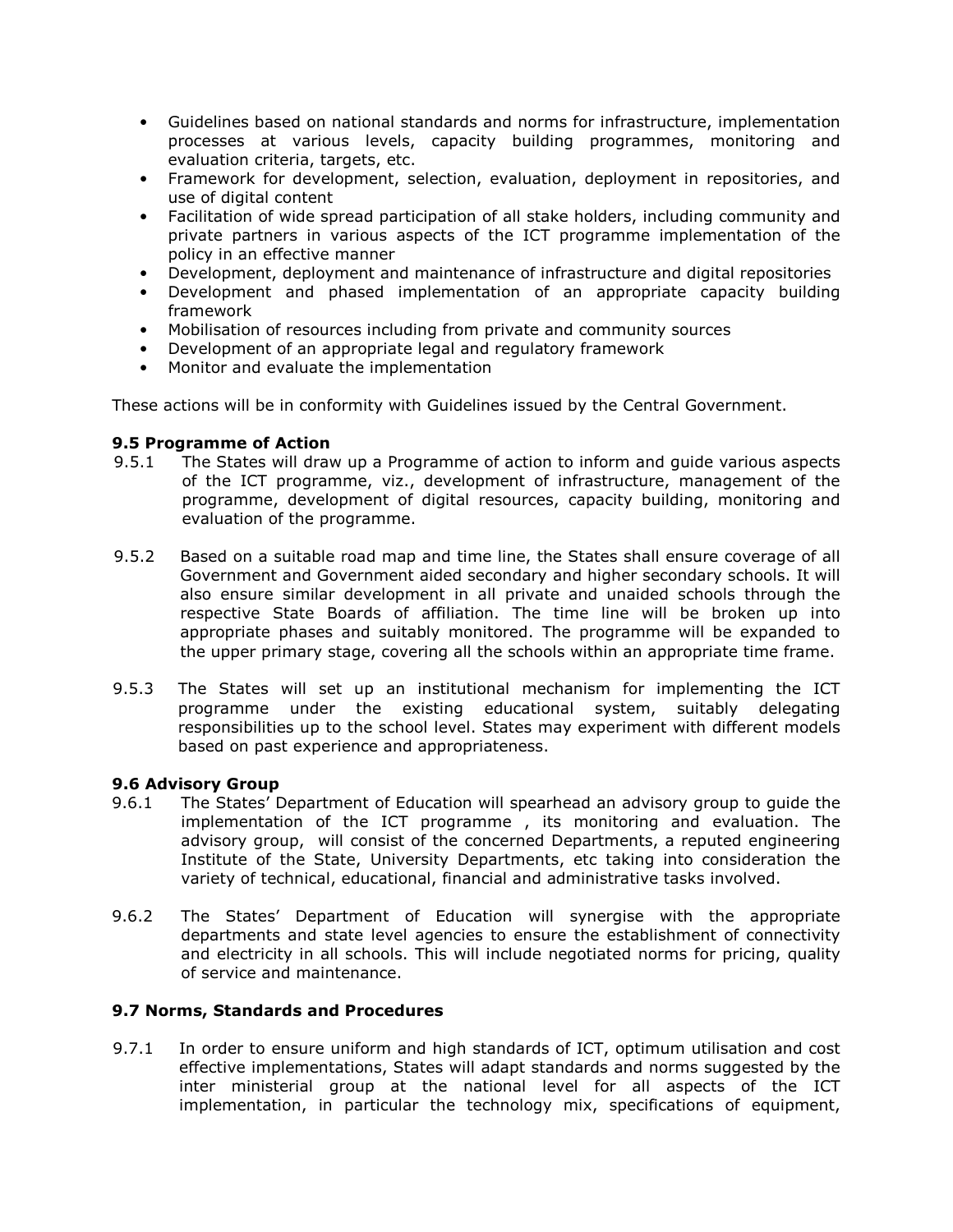- Guidelines based on national standards and norms for infrastructure, implementation processes at various levels, capacity building programmes, monitoring and evaluation criteria, targets, etc.
- Framework for development, selection, evaluation, deployment in repositories, and use of digital content
- Facilitation of wide spread participation of all stake holders, including community and private partners in various aspects of the ICT programme implementation of the policy in an effective manner
- Development, deployment and maintenance of infrastructure and digital repositories
- Development and phased implementation of an appropriate capacity building framework
- Mobilisation of resources including from private and community sources
- Development of an appropriate legal and regulatory framework
- Monitor and evaluate the implementation

These actions will be in conformity with Guidelines issued by the Central Government.

**9.5 Programme of Action**

9.5.1 The States will draw up a Programme of action to inform and guide various aspects of the ICT programme, viz., development of infrastructure, management of the programme, development of digital resources, capacity building, monitoring and evaluation of the programme.

9.5.2 Based on a suitable road map and time line, the States shall ensure coverage of all Government and Government aided secondary and higher secondary schools. It will also ensure similar development in all private and unaided schools through the respective State Boards of affiliation. The time line will be broken up into appropriate phases and suitably monitored. The programme will be expanded to the upper primary stage, covering all the schools within an appropriate time frame.

9.5.3 The States will set up an institutional mechanism for implementing the ICT programme under the existing educational system, suitably delegating responsibilities up to the school level. States may experiment with different models based on past experience and appropriateness.

**9.6 Advisory Group**

9.6.1 The States' Department of Education will spearhead an advisory group to guide the implementation of the ICT programme , its monitoring and evaluation. The advisory group, will consist of the concerned Departments, a reputed engineering Institute of the State, University Departments, etc taking into consideration the variety of technical, educational, financial and administrative tasks involved.

9.6.2 The States' Department of Education will synergise with the appropriate departments and state level agencies to ensure the establishment of connectivity and electricity in all schools. This will include negotiated norms for pricing, quality of service and maintenance.

**9.7 Norms, Standards and Procedures**

9.7.1 In order to ensure uniform and high standards of ICT, optimum utilisation and cost effective implementations, States will adapt standards and norms suggested by the inter ministerial group at the national level for all aspects of the ICT implementation, in particular the technology mix, specifications of equipment,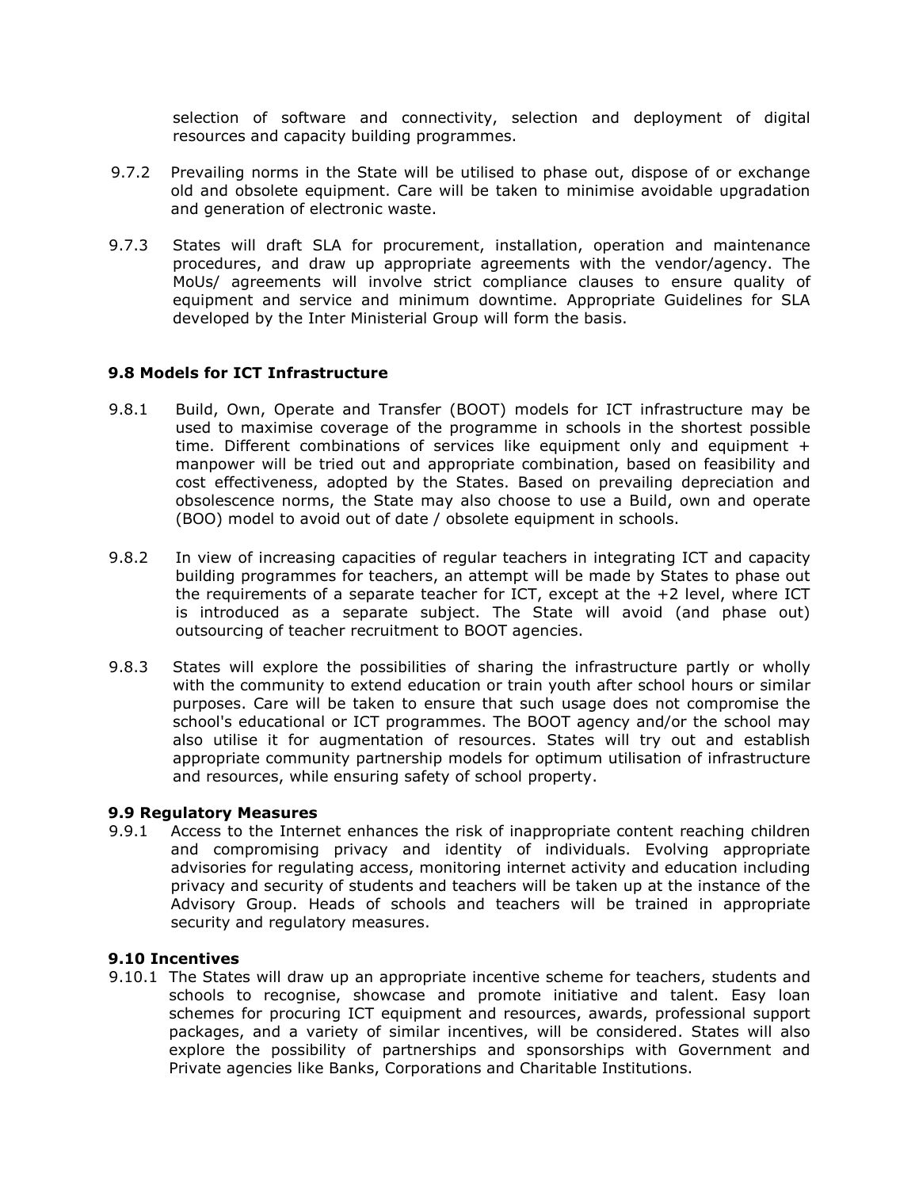selection of software and connectivity, selection and deployment of digital resources and capacity building programmes.

9.7.2 Prevailing norms in the State will be utilised to phase out, dispose of or exchange old and obsolete equipment. Care will be taken to minimise avoidable upgradation and generation of electronic waste.

9.7.3 States will draft SLA for procurement, installation, operation and maintenance procedures, and draw up appropriate agreements with the vendor/agency. The MoUs/ agreements will involve strict compliance clauses to ensure quality of equipment and service and minimum downtime. Appropriate Guidelines for SLA developed by the Inter Ministerial Group will form the basis.

### 9.8 Models for ICT Infrastructure

9.8.1 Build, Own, Operate and Transfer (BOOT) models for ICT infrastructure may be used to maximise coverage of the programme in schools in the shortest possible time. Different combinations of services like equipment only and equipment + manpower will be tried out and appropriate combination, based on feasibility and cost effectiveness, adopted by the States. Based on prevailing depreciation and obsolescence norms, the State may also choose to use a Build, own and operate (BOO) model to avoid out of date / obsolete equipment in schools.

9.8.2 In view of increasing capacities of regular teachers in integrating ICT and capacity building programmes for teachers, an attempt will be made by States to phase out the requirements of a separate teacher for ICT, except at the +2 level, where ICT is introduced as a separate subject. The State will avoid (and phase out) outsourcing of teacher recruitment to BOOT agencies.

9.8.3 States will explore the possibilities of sharing the infrastructure partly or wholly with the community to extend education or train youth after school hours or similar purposes. Care will be taken to ensure that such usage does not compromise the school's educational or ICT programmes. The BOOT agency and/or the school may also utilise it for augmentation of resources. States will try out and establish appropriate community partnership models for optimum utilisation of infrastructure and resources, while ensuring safety of school property.

### 9.9 Regulatory Measures

9.9.1 Access to the Internet enhances the risk of inappropriate content reaching children and compromising privacy and identity of individuals. Evolving appropriate advisories for regulating access, monitoring internet activity and education including privacy and security of students and teachers will be taken up at the instance of the Advisory Group. Heads of schools and teachers will be trained in appropriate security and regulatory measures.

### 9.10 Incentives

9.10.1 The States will draw up an appropriate incentive scheme for teachers, students and schools to recognise, showcase and promote initiative and talent. Easy loan schemes for procuring ICT equipment and resources, awards, professional support packages, and a variety of similar incentives, will be considered. States will also explore the possibility of partnerships and sponsorships with Government and Private agencies like Banks, Corporations and Charitable Institutions.